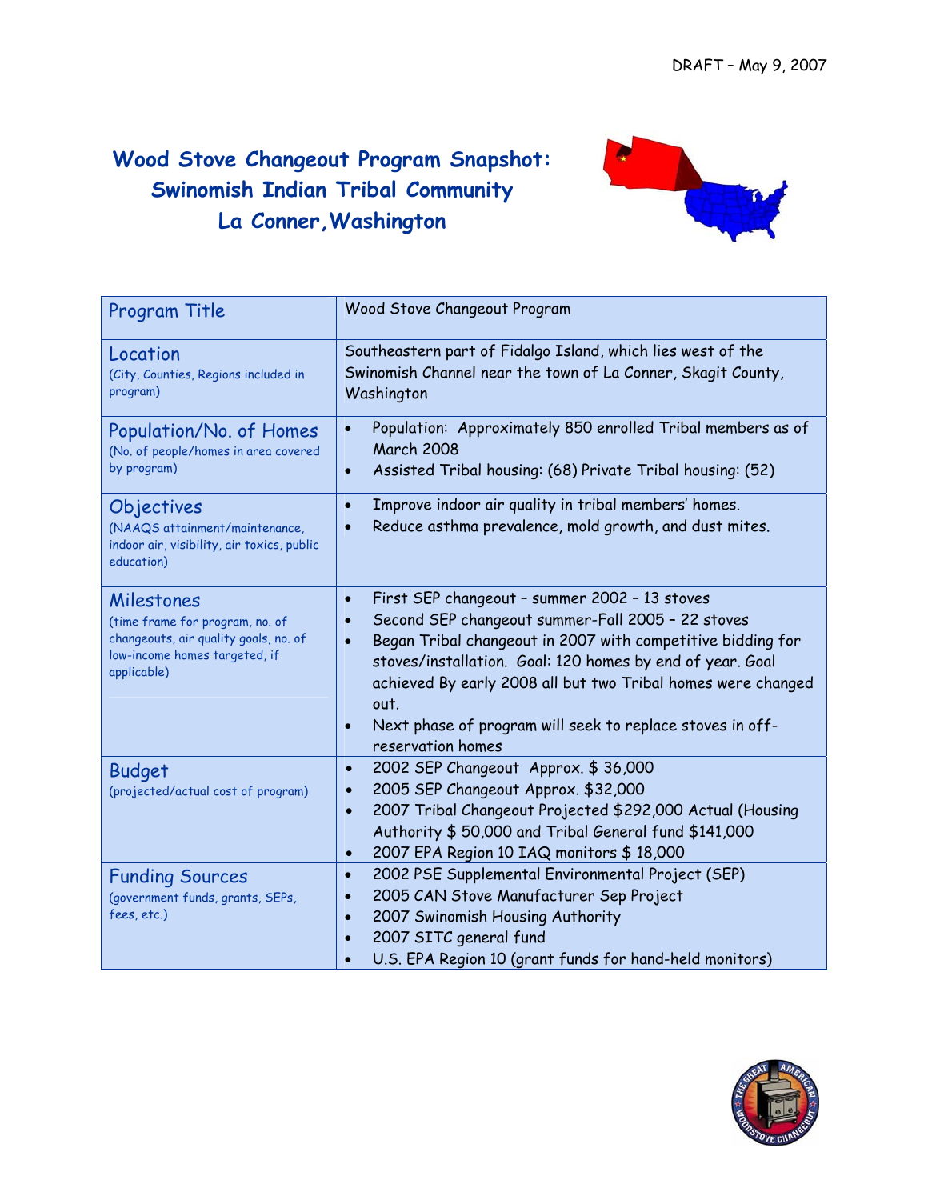DRAFT – May 9, 2007

# Wood Stove Changeout Program Snapshot: Swinomish Indian Tribal Community La Conner, Washington

| Program Title | Wood Stove Changeout Program |
|---|---|
| Location<br>(City, Counties, Regions included in program) | Southeastern part of Fidalgo Island, which lies west of the Swinomish Channel near the town of La Conner, Skagit County, Washington |
| Population/No. of Homes<br>(No. of people/homes in area covered by program) | • Population: Approximately 850 enrolled Tribal members as of March 2008<br>• Assisted Tribal housing: (68) Private Tribal housing: (52) |
| Objectives<br>(NAAQS attainment/maintenance, indoor air, visibility, air toxics, public education) | • Improve indoor air quality in tribal members' homes.<br>• Reduce asthma prevalence, mold growth, and dust mites. |
| Milestones<br>(time frame for program, no. of changeouts, air quality goals, no. of low-income homes targeted, if applicable) | • First SEP changeout – summer 2002 – 13 stoves<br>• Second SEP changeout summer-Fall 2005 – 22 stoves<br>• Began Tribal changeout in 2007 with competitive bidding for stoves/installation. Goal: 120 homes by end of year. Goal achieved By early 2008 all but two Tribal homes were changed out.<br>• Next phase of program will seek to replace stoves in off-reservation homes |
| Budget<br>(projected/actual cost of program) | • 2002 SEP Changeout Approx. $ 36,000<br>• 2005 SEP Changeout Approx. $32,000<br>• 2007 Tribal Changeout Projected $292,000 Actual (Housing Authority $ 50,000 and Tribal General fund $141,000<br>• 2007 EPA Region 10 IAQ monitors $ 18,000 |
| Funding Sources<br>(government funds, grants, SEPs, fees, etc.) | • 2002 PSE Supplemental Environmental Project (SEP)<br>• 2005 CAN Stove Manufacturer Sep Project<br>• 2007 Swinomish Housing Authority<br>• 2007 SITC general fund<br>• U.S. EPA Region 10 (grant funds for hand-held monitors) |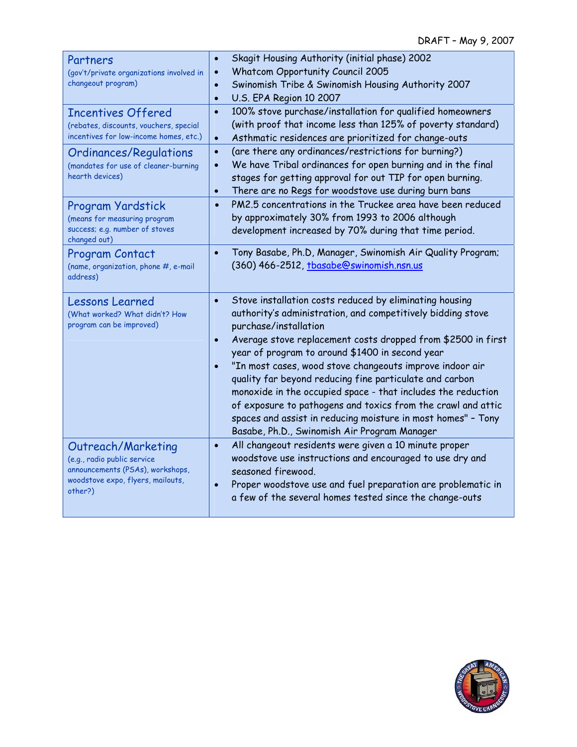DRAFT – May 9, 2007

| | |
|---|---|
| **Partners** (gov't/private organizations involved in changeout program) | • Skagit Housing Authority (initial phase) 2002<br>• Whatcom Opportunity Council 2005<br>• Swinomish Tribe & Swinomish Housing Authority 2007<br>• U.S. EPA Region 10 2007 |
| **Incentives Offered** (rebates, discounts, vouchers, special incentives for low-income homes, etc.) | • 100% stove purchase/installation for qualified homeowners (with proof that income less than 125% of poverty standard)<br>• Asthmatic residences are prioritized for change-outs |
| **Ordinances/Regulations** (mandates for use of cleaner-burning hearth devices) | • (are there any ordinances/restrictions for burning?)<br>• We have Tribal ordinances for open burning and in the final stages for getting approval for out TIP for open burning.<br>• There are no Regs for woodstove use during burn bans |
| **Program Yardstick** (means for measuring program success; e.g. number of stoves changed out) | • PM2.5 concentrations in the Truckee area have been reduced by approximately 30% from 1993 to 2006 although development increased by 70% during that time period. |
| **Program Contact** (name, organization, phone #, e-mail address) | • Tony Basabe, Ph.D, Manager, Swinomish Air Quality Program; (360) 466-2512, tbasabe@swinomish.nsn.us |
| **Lessons Learned** (What worked? What didn't? How program can be improved) | • Stove installation costs reduced by eliminating housing authority's administration, and competitively bidding stove purchase/installation<br>• Average stove replacement costs dropped from $2500 in first year of program to around $1400 in second year<br>• "In most cases, wood stove changeouts improve indoor air quality far beyond reducing fine particulate and carbon monoxide in the occupied space - that includes the reduction of exposure to pathogens and toxics from the crawl and attic spaces and assist in reducing moisture in most homes" – Tony Basabe, Ph.D., Swinomish Air Program Manager |
| **Outreach/Marketing** (e.g., radio public service announcements (PSAs), workshops, woodstove expo, flyers, mailouts, other?) | • All changeout residents were given a 10 minute proper woodstove use instructions and encouraged to use dry and seasoned firewood.<br>• Proper woodstove use and fuel preparation are problematic in a few of the several homes tested since the change-outs |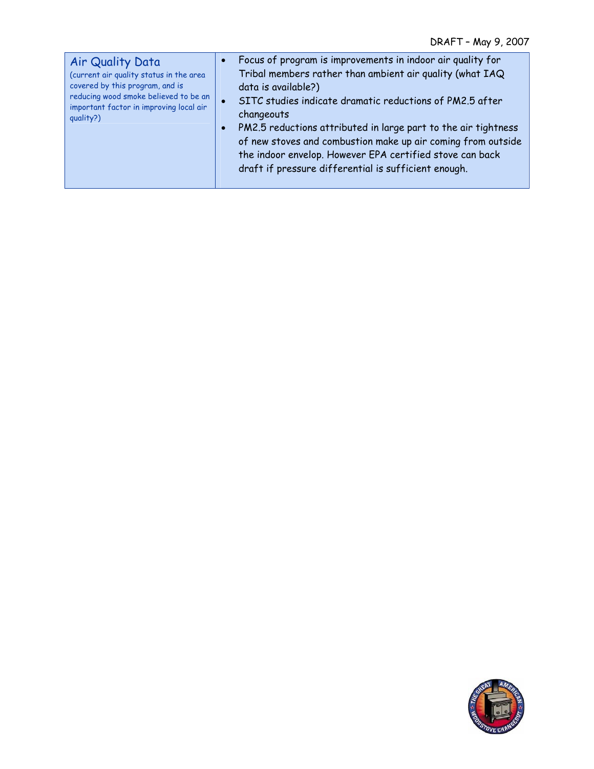| | |
|---|---|
| **Air Quality Data**<br>(current air quality status in the area covered by this program, and is reducing wood smoke believed to be an important factor in improving local air quality?) | • Focus of program is improvements in indoor air quality for Tribal members rather than ambient air quality (what IAQ data is available?)<br>• SITC studies indicate dramatic reductions of PM2.5 after changeouts<br>• PM2.5 reductions attributed in large part to the air tightness of new stoves and combustion make up air coming from outside the indoor envelop. However EPA certified stove can back draft if pressure differential is sufficient enough. |